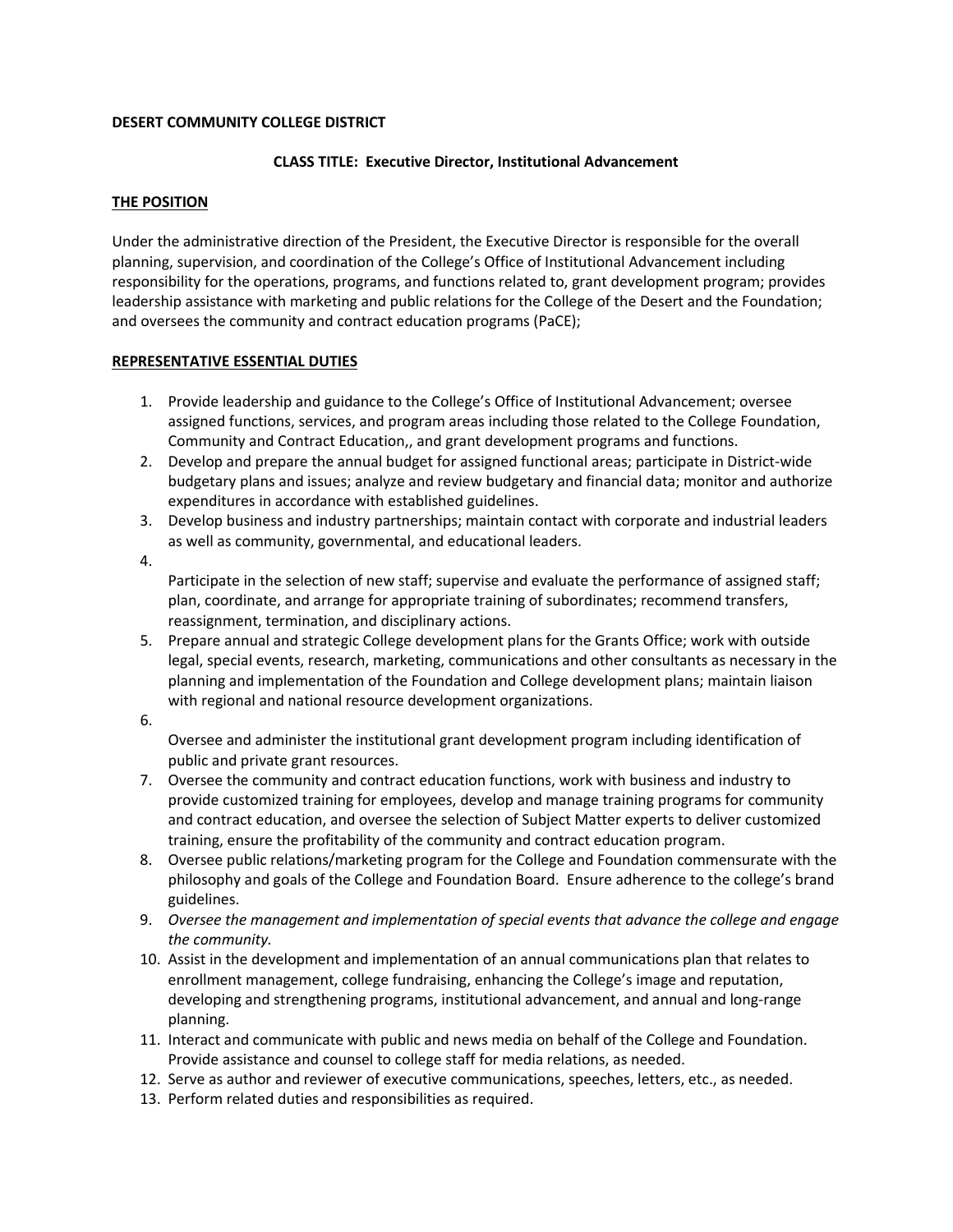**DESERT COMMUNITY COLLEGE DISTRICT**

**CLASS TITLE: Executive Director, Institutional Advancement**

## THE POSITION

Under the administrative direction of the President, the Executive Director is responsible for the overall planning, supervision, and coordination of the College's Office of Institutional Advancement including responsibility for the operations, programs, and functions related to, grant development program; provides leadership assistance with marketing and public relations for the College of the Desert and the Foundation; and oversees the community and contract education programs (PaCE);

## REPRESENTATIVE ESSENTIAL DUTIES

1. Provide leadership and guidance to the College's Office of Institutional Advancement; oversee assigned functions, services, and program areas including those related to the College Foundation, Community and Contract Education,, and grant development programs and functions.
2. Develop and prepare the annual budget for assigned functional areas; participate in District-wide budgetary plans and issues; analyze and review budgetary and financial data; monitor and authorize expenditures in accordance with established guidelines.
3. Develop business and industry partnerships; maintain contact with corporate and industrial leaders as well as community, governmental, and educational leaders.
4. Participate in the selection of new staff; supervise and evaluate the performance of assigned staff; plan, coordinate, and arrange for appropriate training of subordinates; recommend transfers, reassignment, termination, and disciplinary actions.
5. Prepare annual and strategic College development plans for the Grants Office; work with outside legal, special events, research, marketing, communications and other consultants as necessary in the planning and implementation of the Foundation and College development plans; maintain liaison with regional and national resource development organizations.
6. Oversee and administer the institutional grant development program including identification of public and private grant resources.
7. Oversee the community and contract education functions, work with business and industry to provide customized training for employees, develop and manage training programs for community and contract education, and oversee the selection of Subject Matter experts to deliver customized training, ensure the profitability of the community and contract education program.
8. Oversee public relations/marketing program for the College and Foundation commensurate with the philosophy and goals of the College and Foundation Board. Ensure adherence to the college's brand guidelines.
9. *Oversee the management and implementation of special events that advance the college and engage the community.*
10. Assist in the development and implementation of an annual communications plan that relates to enrollment management, college fundraising, enhancing the College's image and reputation, developing and strengthening programs, institutional advancement, and annual and long-range planning.
11. Interact and communicate with public and news media on behalf of the College and Foundation. Provide assistance and counsel to college staff for media relations, as needed.
12. Serve as author and reviewer of executive communications, speeches, letters, etc., as needed.
13. Perform related duties and responsibilities as required.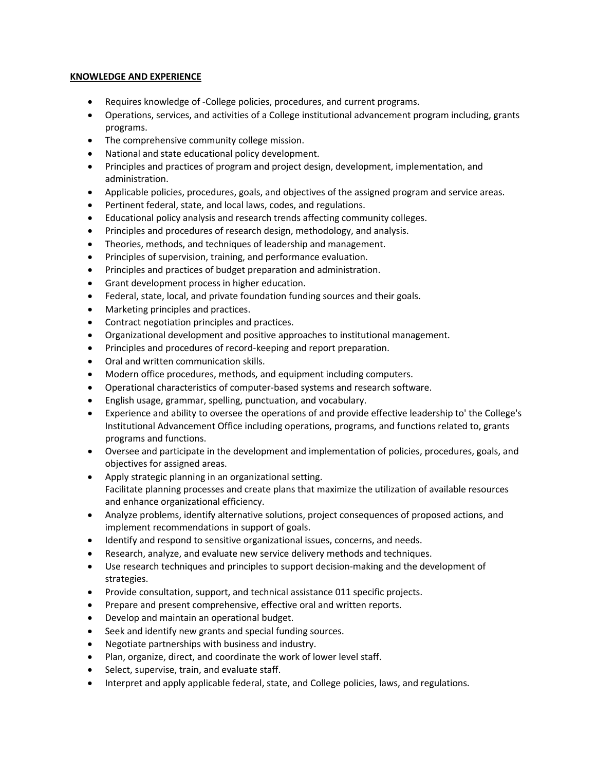**KNOWLEDGE AND EXPERIENCE**

- Requires knowledge of -College policies, procedures, and current programs.
- Operations, services, and activities of a College institutional advancement program including, grants programs.
- The comprehensive community college mission.
- National and state educational policy development.
- Principles and practices of program and project design, development, implementation, and administration.
- Applicable policies, procedures, goals, and objectives of the assigned program and service areas.
- Pertinent federal, state, and local laws, codes, and regulations.
- Educational policy analysis and research trends affecting community colleges.
- Principles and procedures of research design, methodology, and analysis.
- Theories, methods, and techniques of leadership and management.
- Principles of supervision, training, and performance evaluation.
- Principles and practices of budget preparation and administration.
- Grant development process in higher education.
- Federal, state, local, and private foundation funding sources and their goals.
- Marketing principles and practices.
- Contract negotiation principles and practices.
- Organizational development and positive approaches to institutional management.
- Principles and procedures of record-keeping and report preparation.
- Oral and written communication skills.
- Modern office procedures, methods, and equipment including computers.
- Operational characteristics of computer-based systems and research software.
- English usage, grammar, spelling, punctuation, and vocabulary.
- Experience and ability to oversee the operations of and provide effective leadership to' the College's Institutional Advancement Office including operations, programs, and functions related to, grants programs and functions.
- Oversee and participate in the development and implementation of policies, procedures, goals, and objectives for assigned areas.
- Apply strategic planning in an organizational setting.
  Facilitate planning processes and create plans that maximize the utilization of available resources and enhance organizational efficiency.
- Analyze problems, identify alternative solutions, project consequences of proposed actions, and implement recommendations in support of goals.
- Identify and respond to sensitive organizational issues, concerns, and needs.
- Research, analyze, and evaluate new service delivery methods and techniques.
- Use research techniques and principles to support decision-making and the development of strategies.
- Provide consultation, support, and technical assistance 011 specific projects.
- Prepare and present comprehensive, effective oral and written reports.
- Develop and maintain an operational budget.
- Seek and identify new grants and special funding sources.
- Negotiate partnerships with business and industry.
- Plan, organize, direct, and coordinate the work of lower level staff.
- Select, supervise, train, and evaluate staff.
- Interpret and apply applicable federal, state, and College policies, laws, and regulations.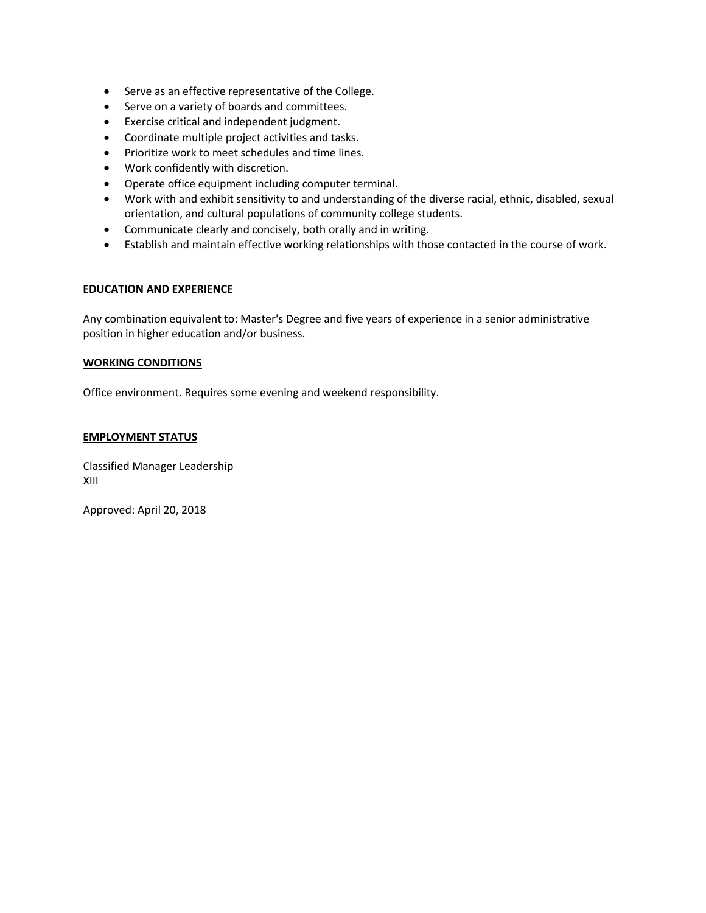- Serve as an effective representative of the College.
- Serve on a variety of boards and committees.
- Exercise critical and independent judgment.
- Coordinate multiple project activities and tasks.
- Prioritize work to meet schedules and time lines.
- Work confidently with discretion.
- Operate office equipment including computer terminal.
- Work with and exhibit sensitivity to and understanding of the diverse racial, ethnic, disabled, sexual orientation, and cultural populations of community college students.
- Communicate clearly and concisely, both orally and in writing.
- Establish and maintain effective working relationships with those contacted in the course of work.

## EDUCATION AND EXPERIENCE

Any combination equivalent to: Master's Degree and five years of experience in a senior administrative position in higher education and/or business.

## WORKING CONDITIONS

Office environment. Requires some evening and weekend responsibility.

## EMPLOYMENT STATUS

Classified Manager Leadership
XIII

Approved: April 20, 2018